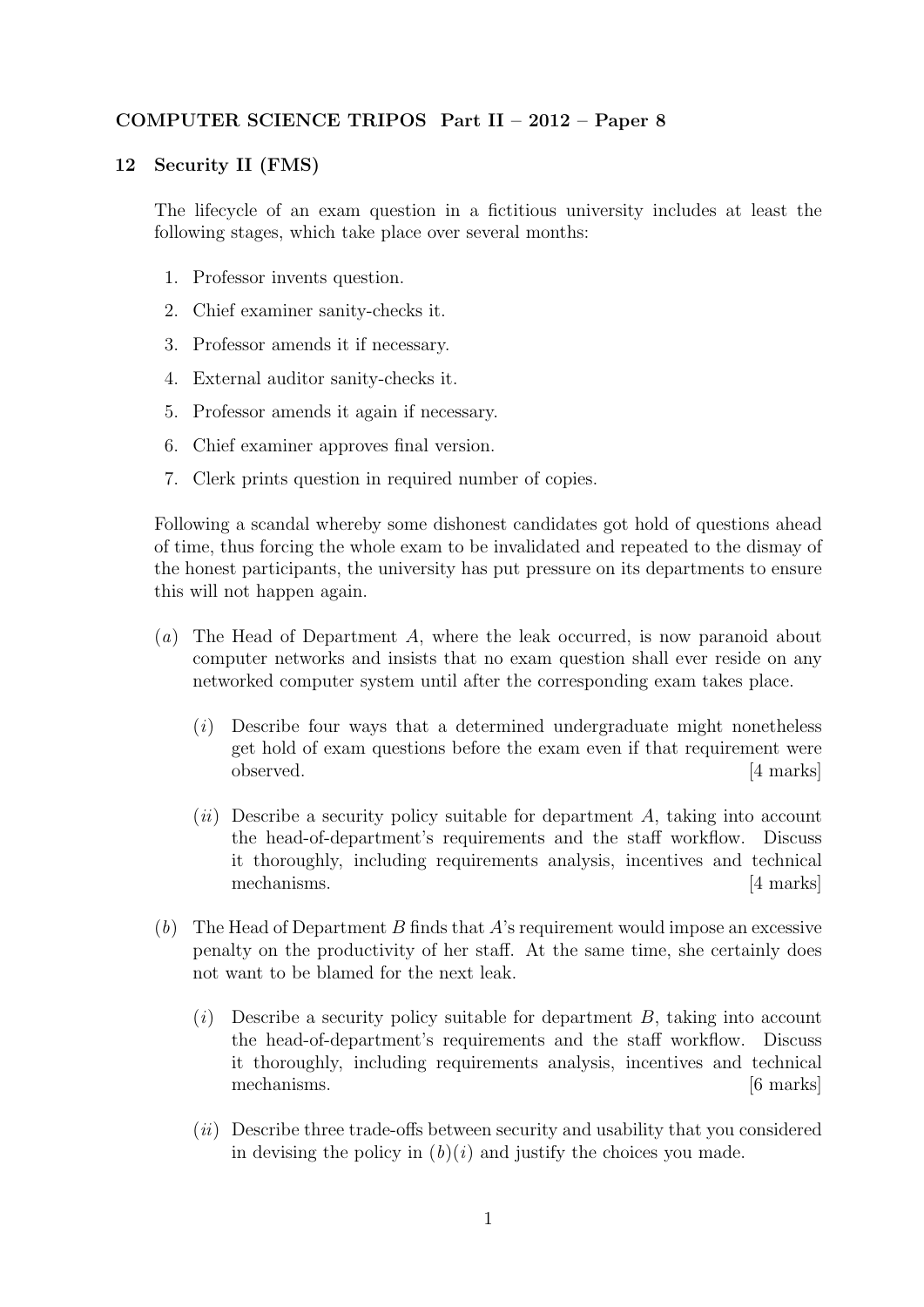**COMPUTER SCIENCE TRIPOS Part II – 2012 – Paper 8**

## 12 Security II (FMS)

The lifecycle of an exam question in a fictitious university includes at least the following stages, which take place over several months:

1. Professor invents question.
2. Chief examiner sanity-checks it.
3. Professor amends it if necessary.
4. External auditor sanity-checks it.
5. Professor amends it again if necessary.
6. Chief examiner approves final version.
7. Clerk prints question in required number of copies.

Following a scandal whereby some dishonest candidates got hold of questions ahead of time, thus forcing the whole exam to be invalidated and repeated to the dismay of the honest participants, the university has put pressure on its departments to ensure this will not happen again.

(*a*) The Head of Department *A*, where the leak occurred, is now paranoid about computer networks and insists that no exam question shall ever reside on any networked computer system until after the corresponding exam takes place.

(*i*) Describe four ways that a determined undergraduate might nonetheless get hold of exam questions before the exam even if that requirement were observed. [4 marks]

(*ii*) Describe a security policy suitable for department *A*, taking into account the head-of-department's requirements and the staff workflow. Discuss it thoroughly, including requirements analysis, incentives and technical mechanisms. [4 marks]

(*b*) The Head of Department *B* finds that *A*'s requirement would impose an excessive penalty on the productivity of her staff. At the same time, she certainly does not want to be blamed for the next leak.

(*i*) Describe a security policy suitable for department *B*, taking into account the head-of-department's requirements and the staff workflow. Discuss it thoroughly, including requirements analysis, incentives and technical mechanisms. [6 marks]

(*ii*) Describe three trade-offs between security and usability that you considered in devising the policy in (*b*)(*i*) and justify the choices you made.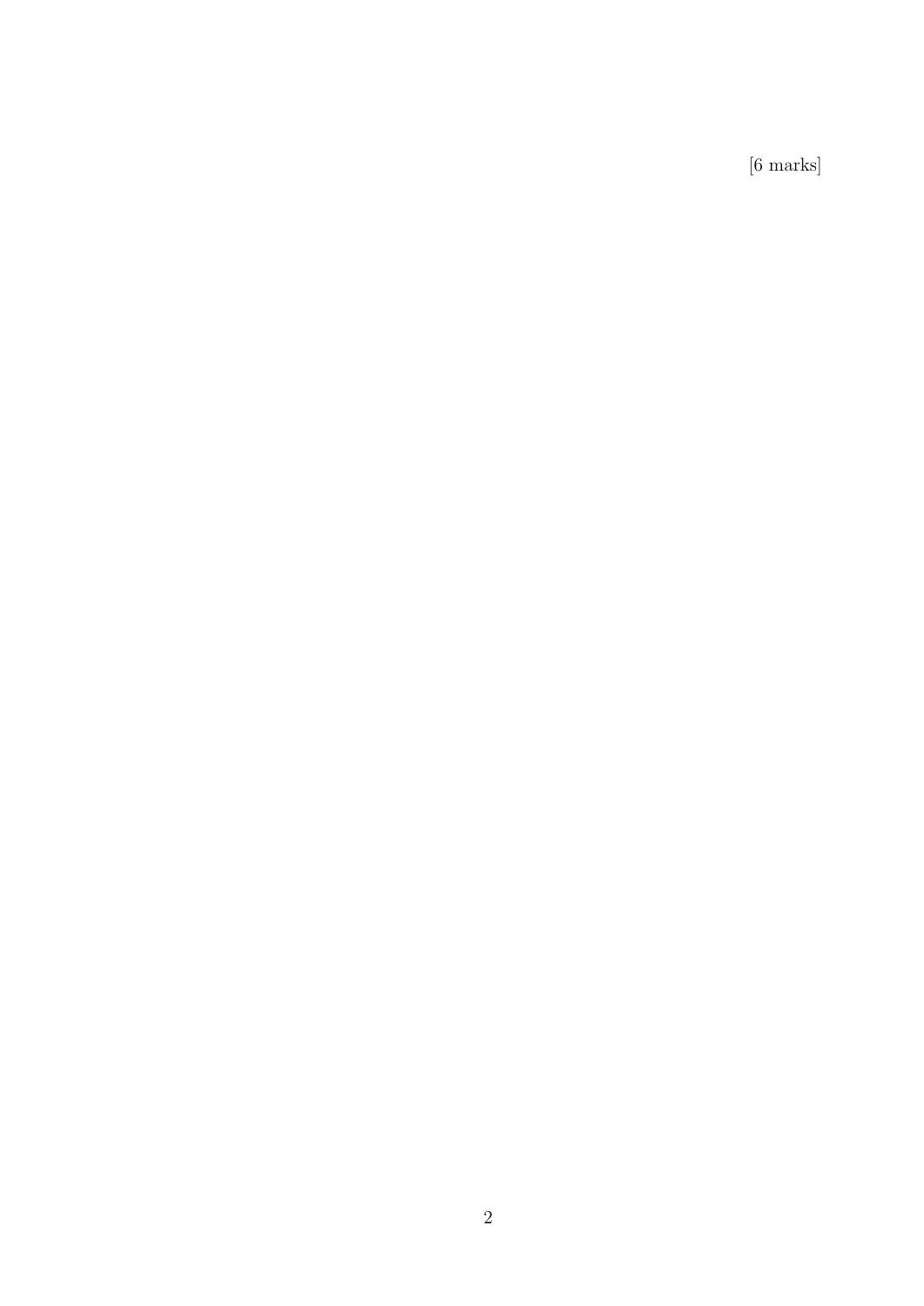[6 marks]